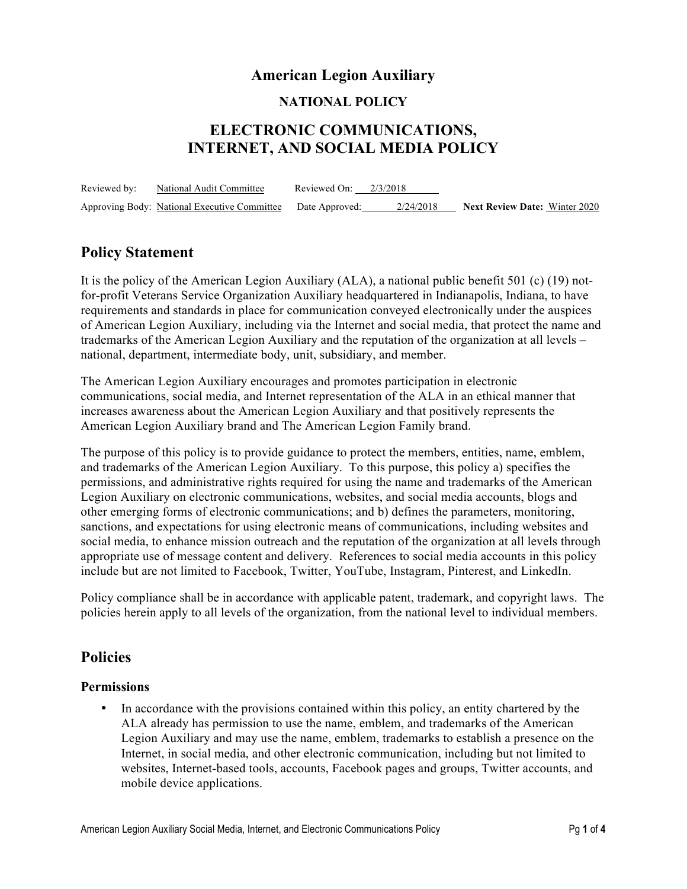# American Legion Auxiliary

### NATIONAL POLICY

## ELECTRONIC COMMUNICATIONS, INTERNET, AND SOCIAL MEDIA POLICY

| Reviewed by: | National Audit Committee | Reviewed On: | 2/3/2018 | | |
|---|---|---|---|---|---|
| Approving Body: | National Executive Committee | Date Approved: | 2/24/2018 | **Next Review Date:** | Winter 2020 |

## Policy Statement

It is the policy of the American Legion Auxiliary (ALA), a national public benefit 501 (c) (19) not-for-profit Veterans Service Organization Auxiliary headquartered in Indianapolis, Indiana, to have requirements and standards in place for communication conveyed electronically under the auspices of American Legion Auxiliary, including via the Internet and social media, that protect the name and trademarks of the American Legion Auxiliary and the reputation of the organization at all levels – national, department, intermediate body, unit, subsidiary, and member.

The American Legion Auxiliary encourages and promotes participation in electronic communications, social media, and Internet representation of the ALA in an ethical manner that increases awareness about the American Legion Auxiliary and that positively represents the American Legion Auxiliary brand and The American Legion Family brand.

The purpose of this policy is to provide guidance to protect the members, entities, name, emblem, and trademarks of the American Legion Auxiliary. To this purpose, this policy a) specifies the permissions, and administrative rights required for using the name and trademarks of the American Legion Auxiliary on electronic communications, websites, and social media accounts, blogs and other emerging forms of electronic communications; and b) defines the parameters, monitoring, sanctions, and expectations for using electronic means of communications, including websites and social media, to enhance mission outreach and the reputation of the organization at all levels through appropriate use of message content and delivery. References to social media accounts in this policy include but are not limited to Facebook, Twitter, YouTube, Instagram, Pinterest, and LinkedIn.

Policy compliance shall be in accordance with applicable patent, trademark, and copyright laws. The policies herein apply to all levels of the organization, from the national level to individual members.

## Policies

### Permissions

- In accordance with the provisions contained within this policy, an entity chartered by the ALA already has permission to use the name, emblem, and trademarks of the American Legion Auxiliary and may use the name, emblem, trademarks to establish a presence on the Internet, in social media, and other electronic communication, including but not limited to websites, Internet-based tools, accounts, Facebook pages and groups, Twitter accounts, and mobile device applications.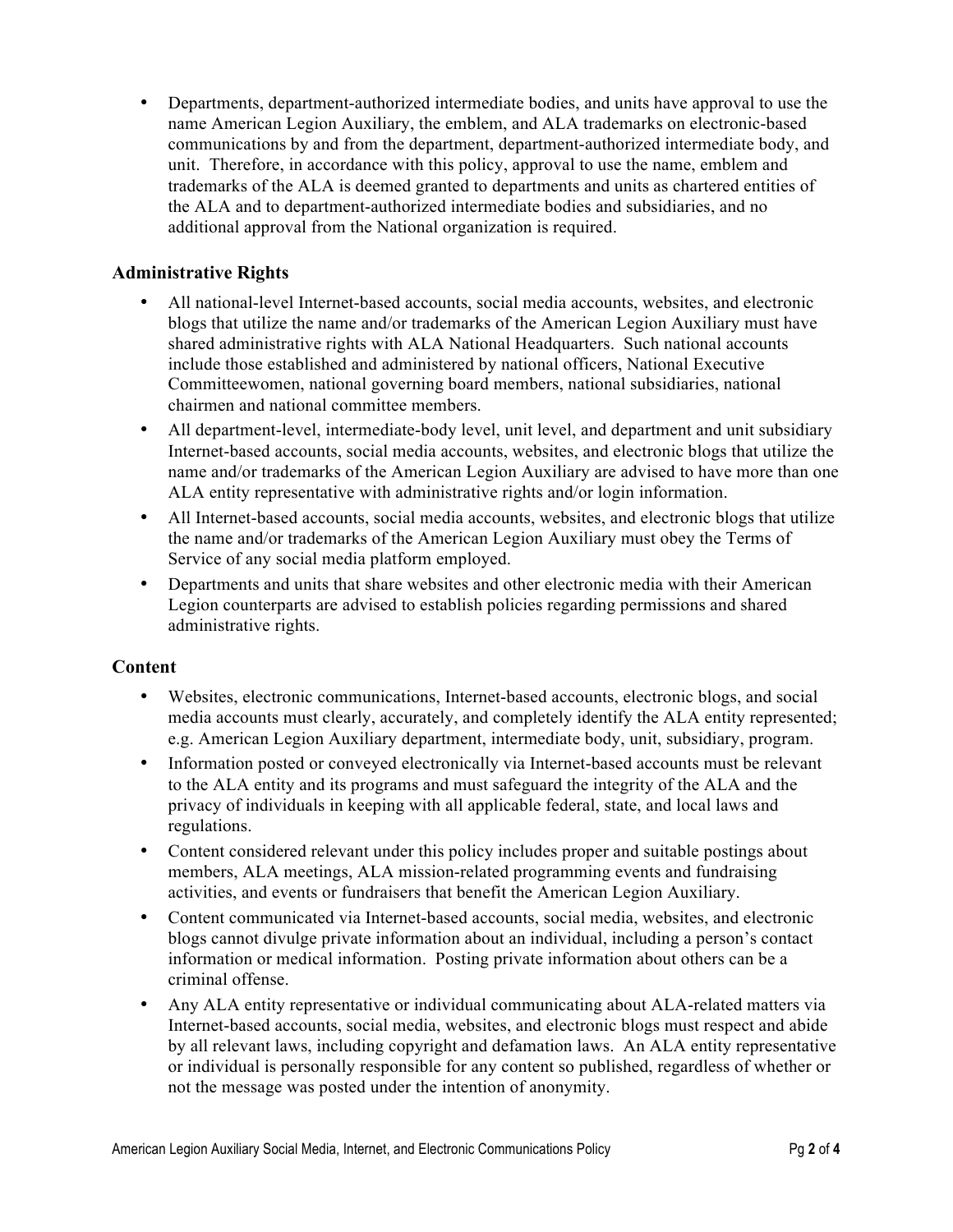- Departments, department-authorized intermediate bodies, and units have approval to use the name American Legion Auxiliary, the emblem, and ALA trademarks on electronic-based communications by and from the department, department-authorized intermediate body, and unit. Therefore, in accordance with this policy, approval to use the name, emblem and trademarks of the ALA is deemed granted to departments and units as chartered entities of the ALA and to department-authorized intermediate bodies and subsidiaries, and no additional approval from the National organization is required.

### Administrative Rights

- All national-level Internet-based accounts, social media accounts, websites, and electronic blogs that utilize the name and/or trademarks of the American Legion Auxiliary must have shared administrative rights with ALA National Headquarters. Such national accounts include those established and administered by national officers, National Executive Committeewomen, national governing board members, national subsidiaries, national chairmen and national committee members.
- All department-level, intermediate-body level, unit level, and department and unit subsidiary Internet-based accounts, social media accounts, websites, and electronic blogs that utilize the name and/or trademarks of the American Legion Auxiliary are advised to have more than one ALA entity representative with administrative rights and/or login information.
- All Internet-based accounts, social media accounts, websites, and electronic blogs that utilize the name and/or trademarks of the American Legion Auxiliary must obey the Terms of Service of any social media platform employed.
- Departments and units that share websites and other electronic media with their American Legion counterparts are advised to establish policies regarding permissions and shared administrative rights.

### Content

- Websites, electronic communications, Internet-based accounts, electronic blogs, and social media accounts must clearly, accurately, and completely identify the ALA entity represented; e.g. American Legion Auxiliary department, intermediate body, unit, subsidiary, program.
- Information posted or conveyed electronically via Internet-based accounts must be relevant to the ALA entity and its programs and must safeguard the integrity of the ALA and the privacy of individuals in keeping with all applicable federal, state, and local laws and regulations.
- Content considered relevant under this policy includes proper and suitable postings about members, ALA meetings, ALA mission-related programming events and fundraising activities, and events or fundraisers that benefit the American Legion Auxiliary.
- Content communicated via Internet-based accounts, social media, websites, and electronic blogs cannot divulge private information about an individual, including a person's contact information or medical information. Posting private information about others can be a criminal offense.
- Any ALA entity representative or individual communicating about ALA-related matters via Internet-based accounts, social media, websites, and electronic blogs must respect and abide by all relevant laws, including copyright and defamation laws. An ALA entity representative or individual is personally responsible for any content so published, regardless of whether or not the message was posted under the intention of anonymity.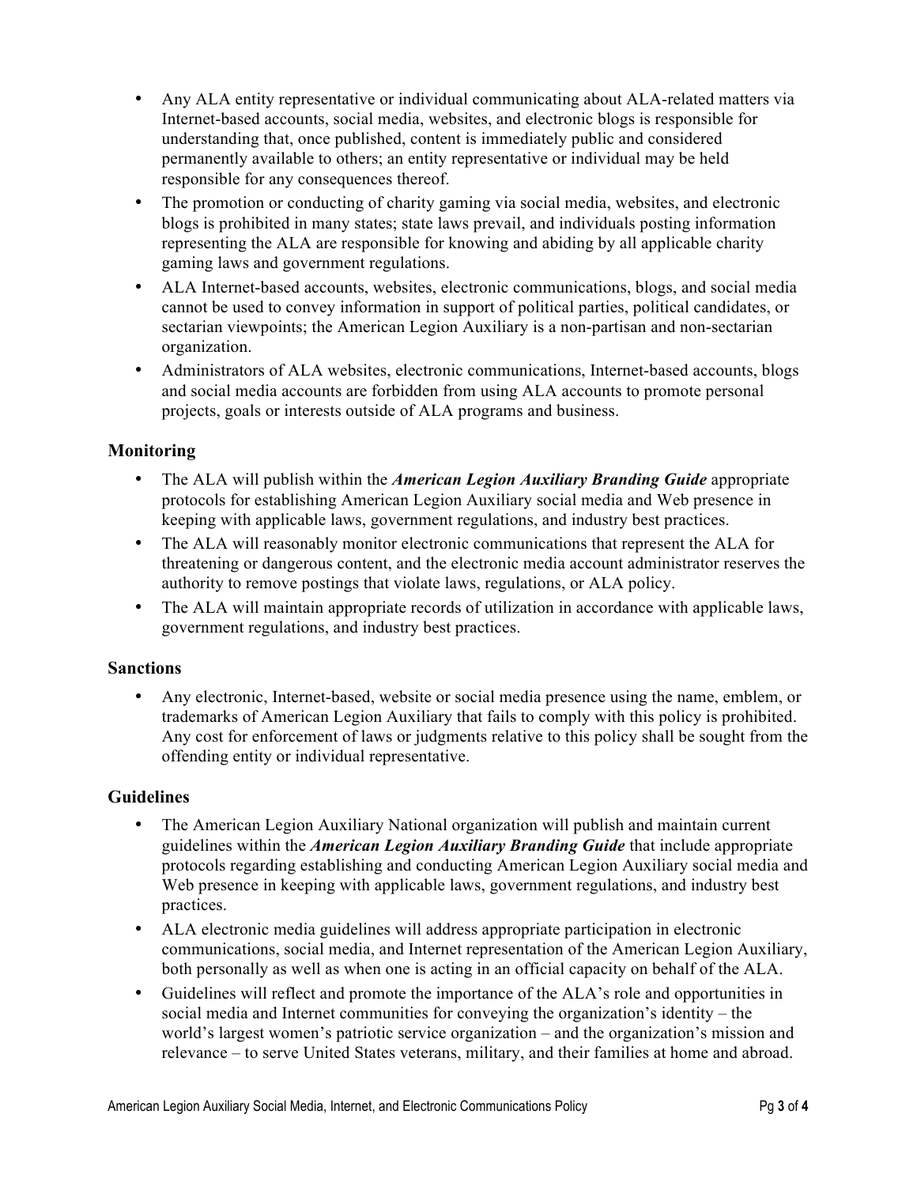- Any ALA entity representative or individual communicating about ALA-related matters via Internet-based accounts, social media, websites, and electronic blogs is responsible for understanding that, once published, content is immediately public and considered permanently available to others; an entity representative or individual may be held responsible for any consequences thereof.
- The promotion or conducting of charity gaming via social media, websites, and electronic blogs is prohibited in many states; state laws prevail, and individuals posting information representing the ALA are responsible for knowing and abiding by all applicable charity gaming laws and government regulations.
- ALA Internet-based accounts, websites, electronic communications, blogs, and social media cannot be used to convey information in support of political parties, political candidates, or sectarian viewpoints; the American Legion Auxiliary is a non-partisan and non-sectarian organization.
- Administrators of ALA websites, electronic communications, Internet-based accounts, blogs and social media accounts are forbidden from using ALA accounts to promote personal projects, goals or interests outside of ALA programs and business.

### Monitoring

- The ALA will publish within the ***American Legion Auxiliary Branding Guide*** appropriate protocols for establishing American Legion Auxiliary social media and Web presence in keeping with applicable laws, government regulations, and industry best practices.
- The ALA will reasonably monitor electronic communications that represent the ALA for threatening or dangerous content, and the electronic media account administrator reserves the authority to remove postings that violate laws, regulations, or ALA policy.
- The ALA will maintain appropriate records of utilization in accordance with applicable laws, government regulations, and industry best practices.

### Sanctions

- Any electronic, Internet-based, website or social media presence using the name, emblem, or trademarks of American Legion Auxiliary that fails to comply with this policy is prohibited. Any cost for enforcement of laws or judgments relative to this policy shall be sought from the offending entity or individual representative.

### Guidelines

- The American Legion Auxiliary National organization will publish and maintain current guidelines within the ***American Legion Auxiliary Branding Guide*** that include appropriate protocols regarding establishing and conducting American Legion Auxiliary social media and Web presence in keeping with applicable laws, government regulations, and industry best practices.
- ALA electronic media guidelines will address appropriate participation in electronic communications, social media, and Internet representation of the American Legion Auxiliary, both personally as well as when one is acting in an official capacity on behalf of the ALA.
- Guidelines will reflect and promote the importance of the ALA's role and opportunities in social media and Internet communities for conveying the organization's identity – the world's largest women's patriotic service organization – and the organization's mission and relevance – to serve United States veterans, military, and their families at home and abroad.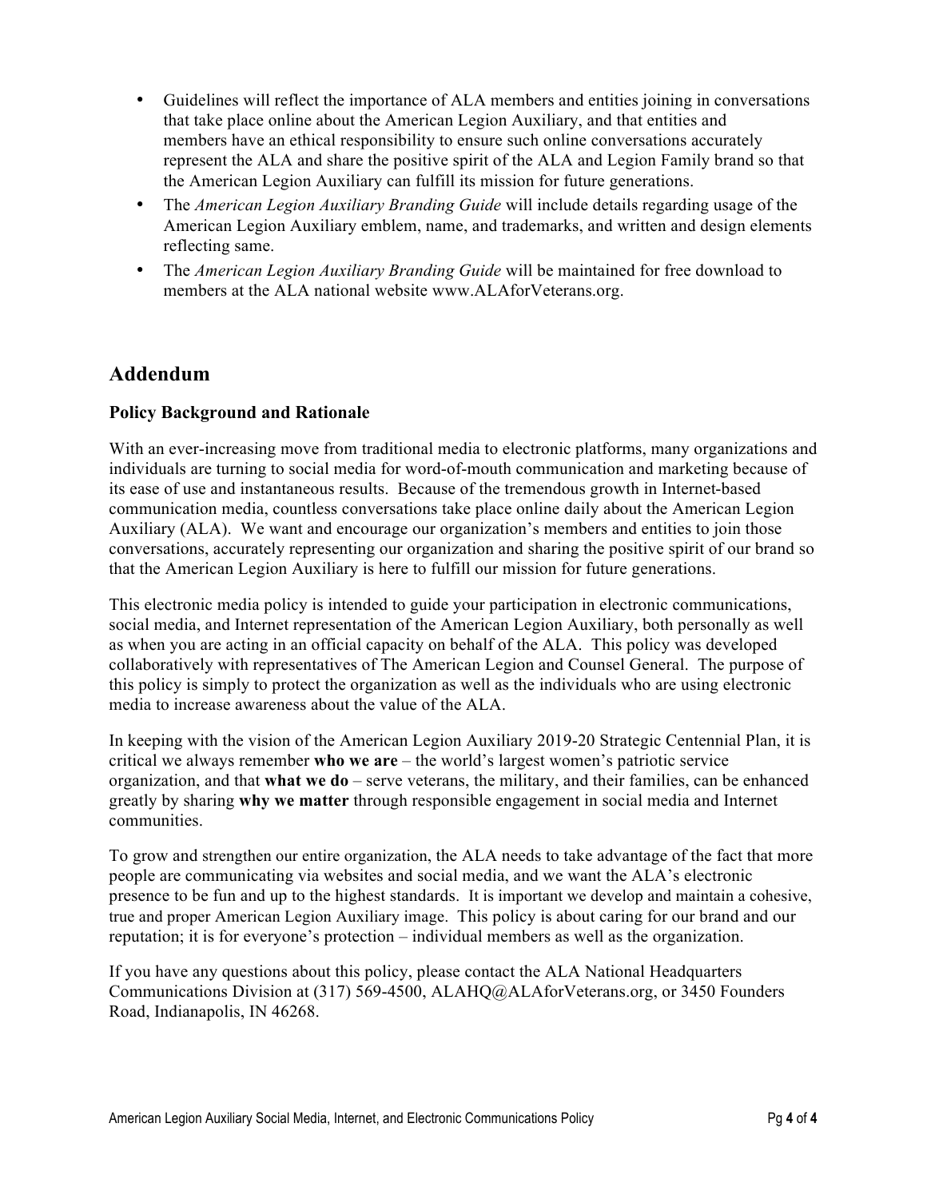- Guidelines will reflect the importance of ALA members and entities joining in conversations that take place online about the American Legion Auxiliary, and that entities and members have an ethical responsibility to ensure such online conversations accurately represent the ALA and share the positive spirit of the ALA and Legion Family brand so that the American Legion Auxiliary can fulfill its mission for future generations.
- The *American Legion Auxiliary Branding Guide* will include details regarding usage of the American Legion Auxiliary emblem, name, and trademarks, and written and design elements reflecting same.
- The *American Legion Auxiliary Branding Guide* will be maintained for free download to members at the ALA national website www.ALAforVeterans.org.

## Addendum

### Policy Background and Rationale

With an ever-increasing move from traditional media to electronic platforms, many organizations and individuals are turning to social media for word-of-mouth communication and marketing because of its ease of use and instantaneous results. Because of the tremendous growth in Internet-based communication media, countless conversations take place online daily about the American Legion Auxiliary (ALA). We want and encourage our organization's members and entities to join those conversations, accurately representing our organization and sharing the positive spirit of our brand so that the American Legion Auxiliary is here to fulfill our mission for future generations.

This electronic media policy is intended to guide your participation in electronic communications, social media, and Internet representation of the American Legion Auxiliary, both personally as well as when you are acting in an official capacity on behalf of the ALA. This policy was developed collaboratively with representatives of The American Legion and Counsel General. The purpose of this policy is simply to protect the organization as well as the individuals who are using electronic media to increase awareness about the value of the ALA.

In keeping with the vision of the American Legion Auxiliary 2019-20 Strategic Centennial Plan, it is critical we always remember **who we are** – the world's largest women's patriotic service organization, and that **what we do** – serve veterans, the military, and their families, can be enhanced greatly by sharing **why we matter** through responsible engagement in social media and Internet communities.

To grow and strengthen our entire organization, the ALA needs to take advantage of the fact that more people are communicating via websites and social media, and we want the ALA's electronic presence to be fun and up to the highest standards. It is important we develop and maintain a cohesive, true and proper American Legion Auxiliary image. This policy is about caring for our brand and our reputation; it is for everyone's protection – individual members as well as the organization.

If you have any questions about this policy, please contact the ALA National Headquarters Communications Division at (317) 569-4500, ALAHQ@ALAforVeterans.org, or 3450 Founders Road, Indianapolis, IN 46268.